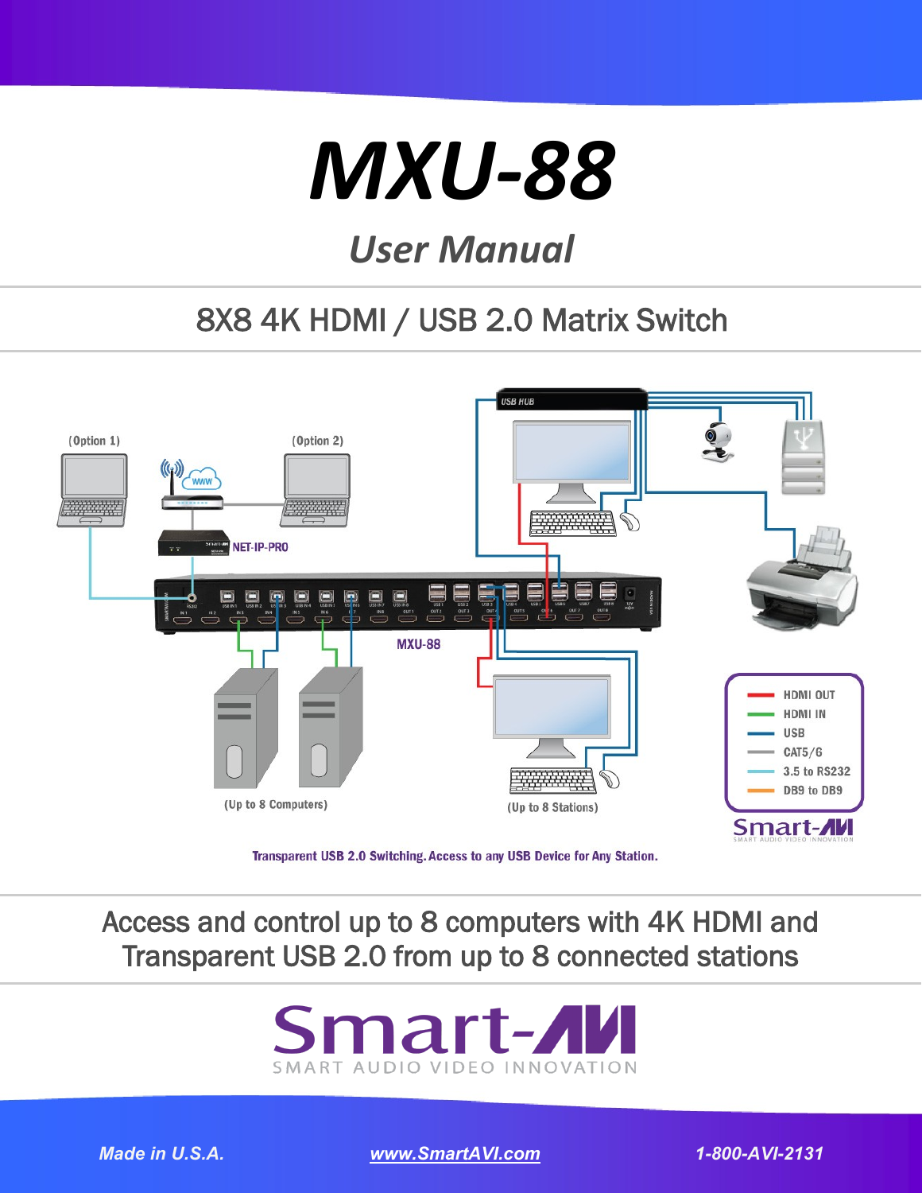# MXU-88

## User Manual

8X8 4K HDMI / USB 2.0 Matrix Switch

Transparent USB 2.0 Switching. Access to any USB Device for Any Station.

Access and control up to 8 computers with 4K HDMI and Transparent USB 2.0 from up to 8 connected stations

Smart-AVI

SMART AUDIO VIDEO INNOVATION

*Made in U.S.A.* | *www.SmartAVI.com* | *1-800-AVI-2131*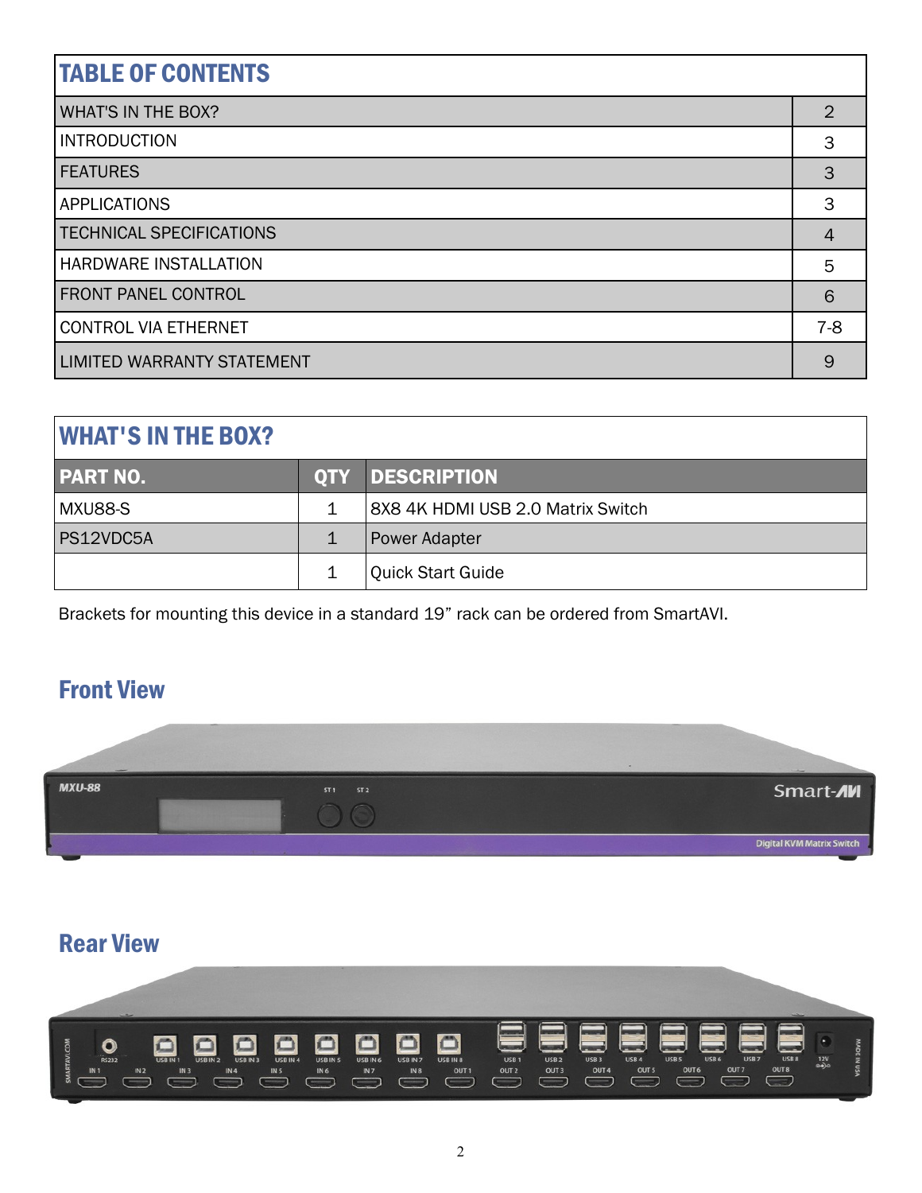| TABLE OF CONTENTS | |
|---|---|
| WHAT'S IN THE BOX? | 2 |
| INTRODUCTION | 3 |
| FEATURES | 3 |
| APPLICATIONS | 3 |
| TECHNICAL SPECIFICATIONS | 4 |
| HARDWARE INSTALLATION | 5 |
| FRONT PANEL CONTROL | 6 |
| CONTROL VIA ETHERNET | 7-8 |
| LIMITED WARRANTY STATEMENT | 9 |

## WHAT'S IN THE BOX?

| PART NO. | QTY | DESCRIPTION |
|---|---|---|
| MXU88-S | 1 | 8X8 4K HDMI USB 2.0 Matrix Switch |
| PS12VDC5A | 1 | Power Adapter |
| | 1 | Quick Start Guide |

Brackets for mounting this device in a standard 19" rack can be ordered from SmartAVI.

## Front View

## Rear View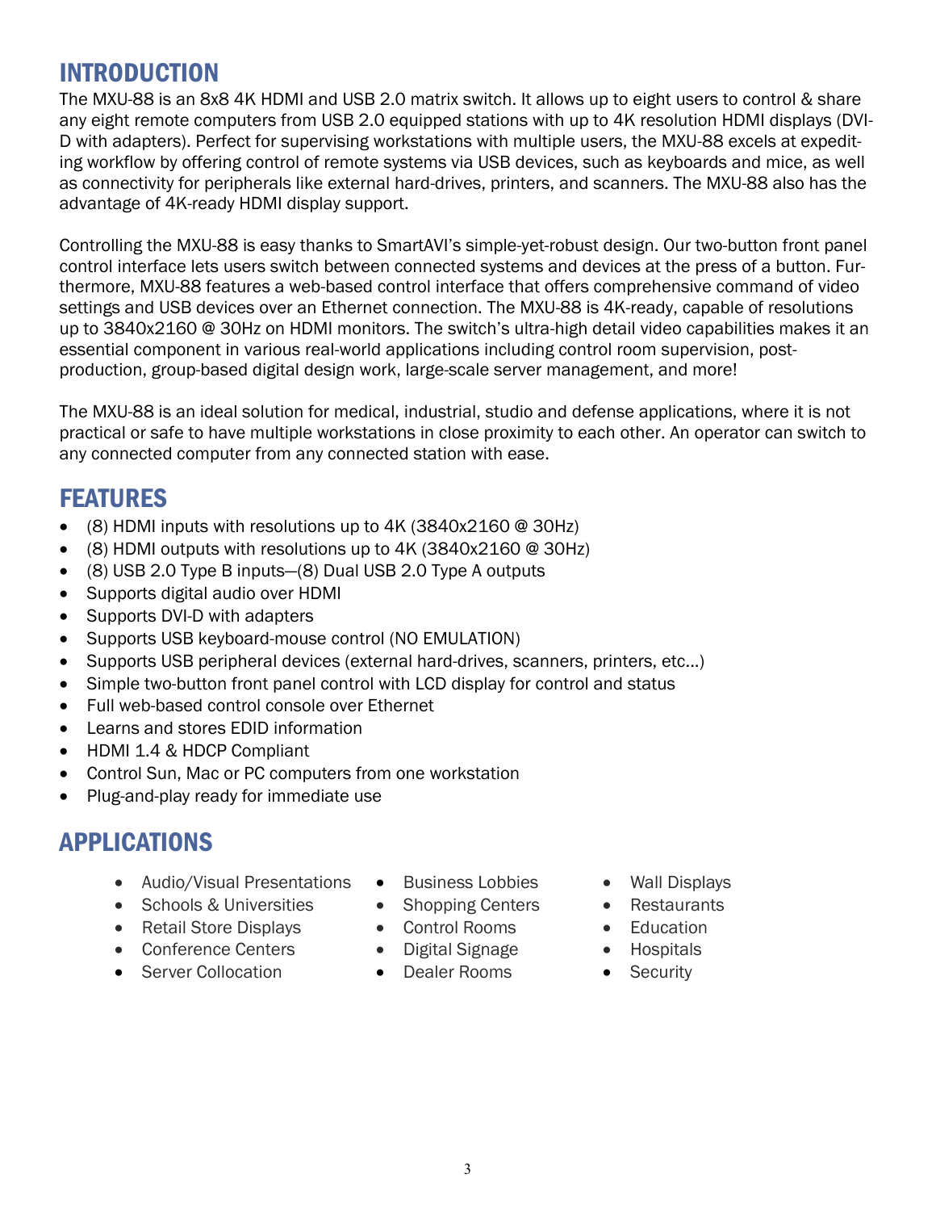## INTRODUCTION

The MXU-88 is an 8x8 4K HDMI and USB 2.0 matrix switch. It allows up to eight users to control & share any eight remote computers from USB 2.0 equipped stations with up to 4K resolution HDMI displays (DVI-D with adapters). Perfect for supervising workstations with multiple users, the MXU-88 excels at expediting workflow by offering control of remote systems via USB devices, such as keyboards and mice, as well as connectivity for peripherals like external hard-drives, printers, and scanners. The MXU-88 also has the advantage of 4K-ready HDMI display support.

Controlling the MXU-88 is easy thanks to SmartAVI's simple-yet-robust design. Our two-button front panel control interface lets users switch between connected systems and devices at the press of a button. Furthermore, MXU-88 features a web-based control interface that offers comprehensive command of video settings and USB devices over an Ethernet connection. The MXU-88 is 4K-ready, capable of resolutions up to 3840x2160 @ 30Hz on HDMI monitors. The switch's ultra-high detail video capabilities makes it an essential component in various real-world applications including control room supervision, post-production, group-based digital design work, large-scale server management, and more!

The MXU-88 is an ideal solution for medical, industrial, studio and defense applications, where it is not practical or safe to have multiple workstations in close proximity to each other. An operator can switch to any connected computer from any connected station with ease.

## FEATURES

- (8) HDMI inputs with resolutions up to 4K (3840x2160 @ 30Hz)
- (8) HDMI outputs with resolutions up to 4K (3840x2160 @ 30Hz)
- (8) USB 2.0 Type B inputs—(8) Dual USB 2.0 Type A outputs
- Supports digital audio over HDMI
- Supports DVI-D with adapters
- Supports USB keyboard-mouse control (NO EMULATION)
- Supports USB peripheral devices (external hard-drives, scanners, printers, etc...)
- Simple two-button front panel control with LCD display for control and status
- Full web-based control console over Ethernet
- Learns and stores EDID information
- HDMI 1.4 & HDCP Compliant
- Control Sun, Mac or PC computers from one workstation
- Plug-and-play ready for immediate use

## APPLICATIONS

- Audio/Visual Presentations
- Schools & Universities
- Retail Store Displays
- Conference Centers
- Server Collocation
- Business Lobbies
- Shopping Centers
- Control Rooms
- Digital Signage
- Dealer Rooms
- Wall Displays
- Restaurants
- Education
- Hospitals
- Security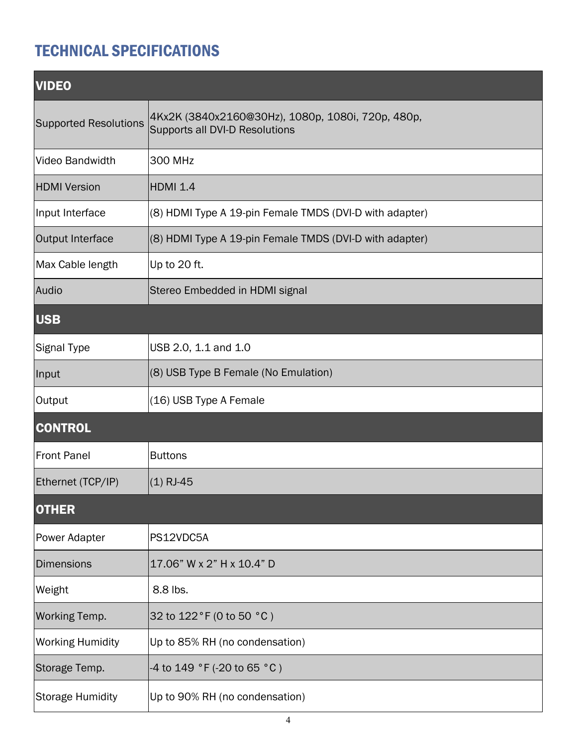## TECHNICAL SPECIFICATIONS

| **VIDEO** | |
|---|---|
| Supported Resolutions | 4Kx2K (3840x2160@30Hz), 1080p, 1080i, 720p, 480p, Supports all DVI-D Resolutions |
| Video Bandwidth | 300 MHz |
| HDMI Version | HDMI 1.4 |
| Input Interface | (8) HDMI Type A 19-pin Female TMDS (DVI-D with adapter) |
| Output Interface | (8) HDMI Type A 19-pin Female TMDS (DVI-D with adapter) |
| Max Cable length | Up to 20 ft. |
| Audio | Stereo Embedded in HDMI signal |
| **USB** | |
| Signal Type | USB 2.0, 1.1 and 1.0 |
| Input | (8) USB Type B Female (No Emulation) |
| Output | (16) USB Type A Female |
| **CONTROL** | |
| Front Panel | Buttons |
| Ethernet (TCP/IP) | (1) RJ-45 |
| **OTHER** | |
| Power Adapter | PS12VDC5A |
| Dimensions | 17.06” W x 2” H x 10.4” D |
| Weight | 8.8 lbs. |
| Working Temp. | 32 to 122°F (0 to 50 °C ) |
| Working Humidity | Up to 85% RH (no condensation) |
| Storage Temp. | -4 to 149 °F (-20 to 65 °C ) |
| Storage Humidity | Up to 90% RH (no condensation) |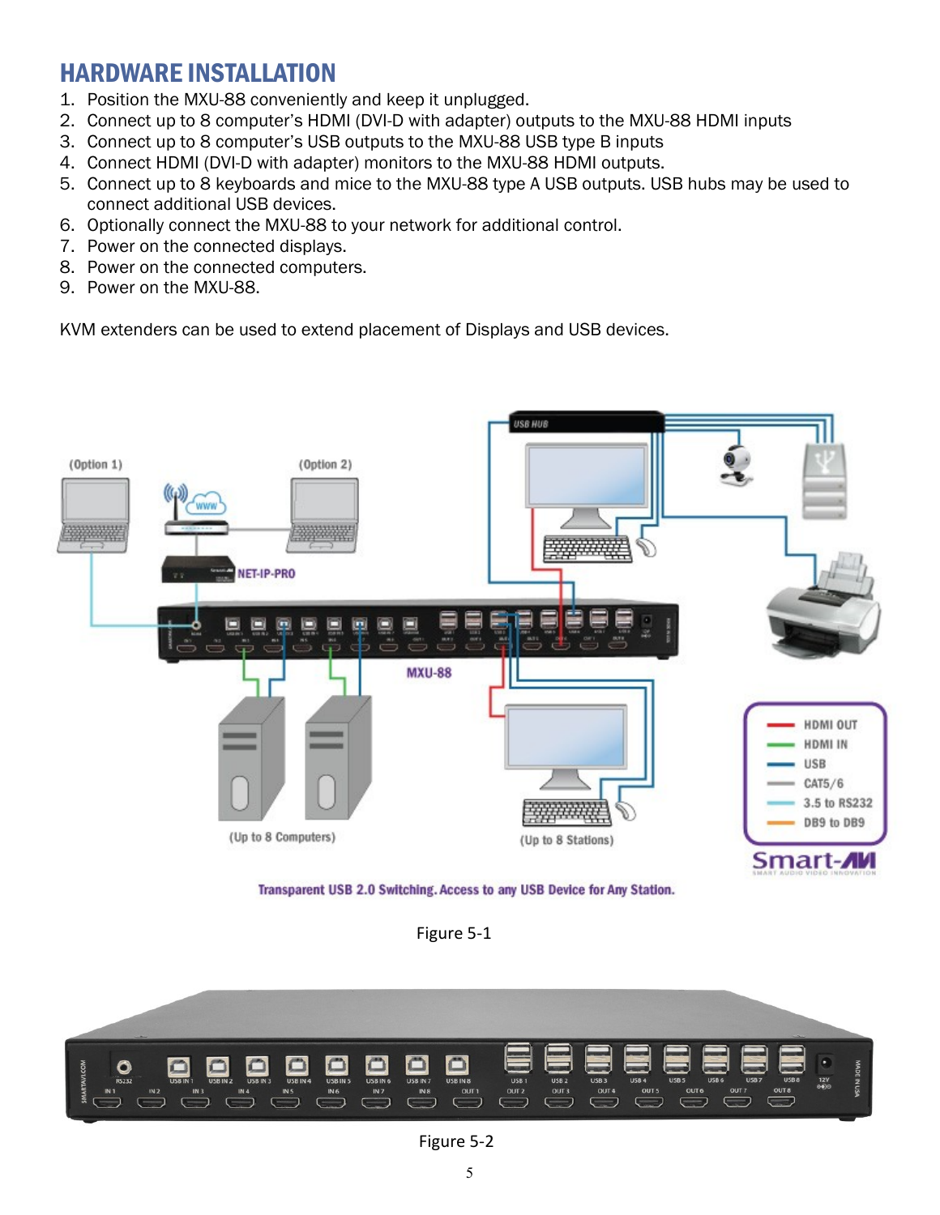## HARDWARE INSTALLATION

1. Position the MXU-88 conveniently and keep it unplugged.
2. Connect up to 8 computer's HDMI (DVI-D with adapter) outputs to the MXU-88 HDMI inputs
3. Connect up to 8 computer's USB outputs to the MXU-88 USB type B inputs
4. Connect HDMI (DVI-D with adapter) monitors to the MXU-88 HDMI outputs.
5. Connect up to 8 keyboards and mice to the MXU-88 type A USB outputs. USB hubs may be used to connect additional USB devices.
6. Optionally connect the MXU-88 to your network for additional control.
7. Power on the connected displays.
8. Power on the connected computers.
9. Power on the MXU-88.

KVM extenders can be used to extend placement of Displays and USB devices.

Figure 5-1

Figure 5-2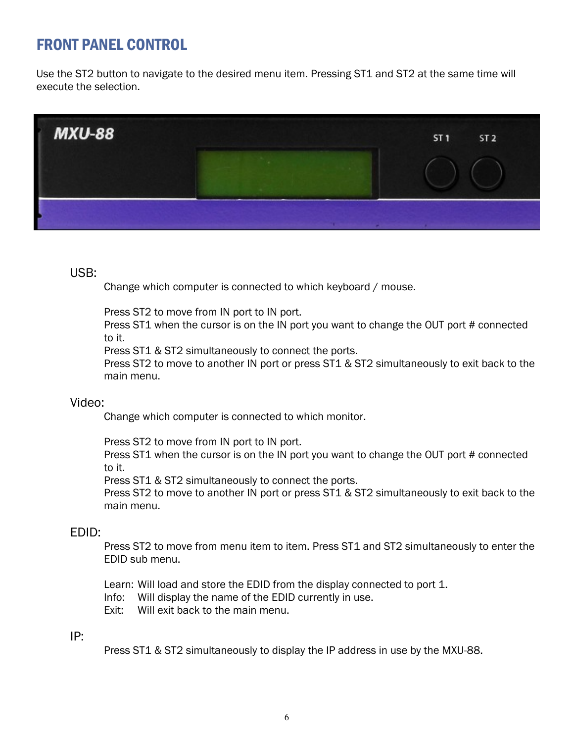# FRONT PANEL CONTROL

Use the ST2 button to navigate to the desired menu item. Pressing ST1 and ST2 at the same time will execute the selection.

USB:

Change which computer is connected to which keyboard / mouse.

Press ST2 to move from IN port to IN port.
Press ST1 when the cursor is on the IN port you want to change the OUT port # connected to it.
Press ST1 & ST2 simultaneously to connect the ports.
Press ST2 to move to another IN port or press ST1 & ST2 simultaneously to exit back to the main menu.

Video:

Change which computer is connected to which monitor.

Press ST2 to move from IN port to IN port.
Press ST1 when the cursor is on the IN port you want to change the OUT port # connected to it.
Press ST1 & ST2 simultaneously to connect the ports.
Press ST2 to move to another IN port or press ST1 & ST2 simultaneously to exit back to the main menu.

EDID:

Press ST2 to move from menu item to item. Press ST1 and ST2 simultaneously to enter the EDID sub menu.

Learn: Will load and store the EDID from the display connected to port 1.
Info: Will display the name of the EDID currently in use.
Exit: Will exit back to the main menu.

IP:

Press ST1 & ST2 simultaneously to display the IP address in use by the MXU-88.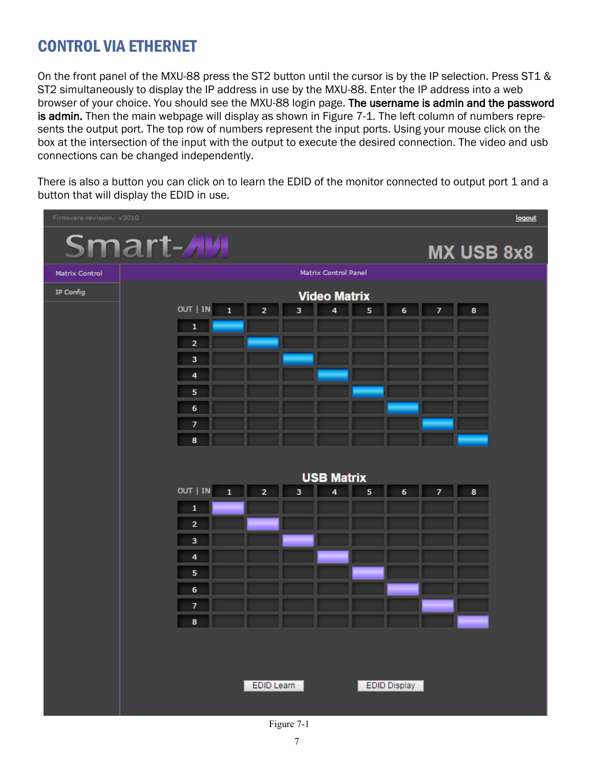## CONTROL VIA ETHERNET

On the front panel of the MXU-88 press the ST2 button until the cursor is by the IP selection. Press ST1 & ST2 simultaneously to display the IP address in use by the MXU-88. Enter the IP address into a web browser of your choice. You should see the MXU-88 login page. **The username is admin and the password is admin.** Then the main webpage will display as shown in Figure 7-1. The left column of numbers represents the output port. The top row of numbers represent the input ports. Using your mouse click on the box at the intersection of the input with the output to execute the desired connection. The video and usb connections can be changed independently.

There is also a button you can click on to learn the EDID of the monitor connected to output port 1 and a button that will display the EDID in use.

Figure 7-1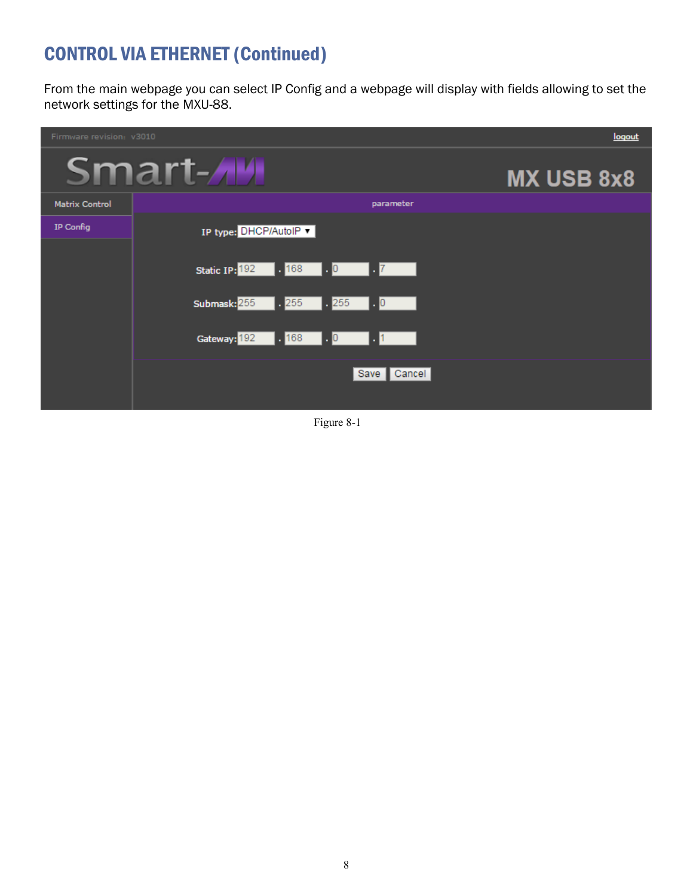## CONTROL VIA ETHERNET (Continued)

From the main webpage you can select IP Config and a webpage will display with fields allowing to set the network settings for the MXU-88.

Figure 8-1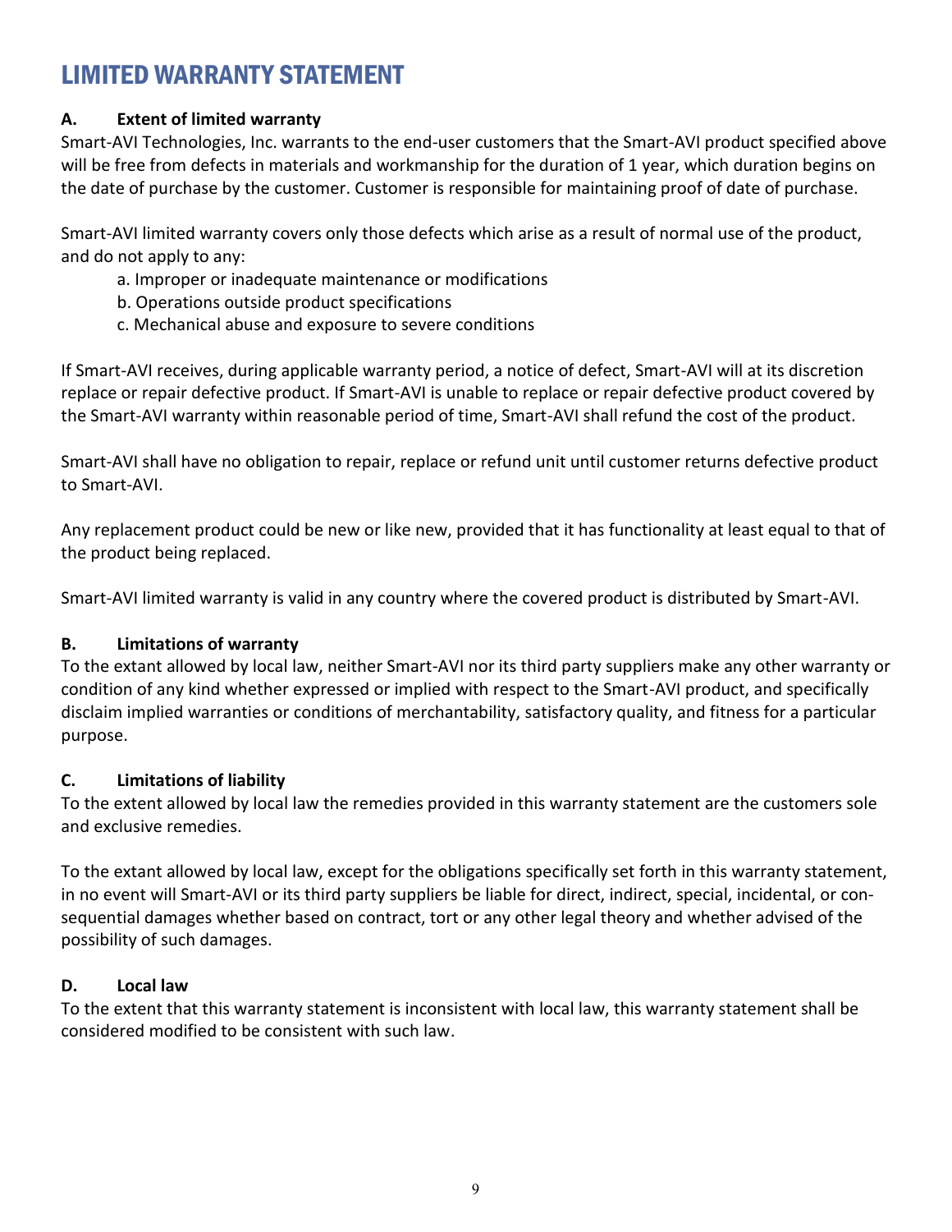# LIMITED WARRANTY STATEMENT

**A. Extent of limited warranty**

Smart-AVI Technologies, Inc. warrants to the end-user customers that the Smart-AVI product specified above will be free from defects in materials and workmanship for the duration of 1 year, which duration begins on the date of purchase by the customer. Customer is responsible for maintaining proof of date of purchase.

Smart-AVI limited warranty covers only those defects which arise as a result of normal use of the product, and do not apply to any:

a. Improper or inadequate maintenance or modifications
b. Operations outside product specifications
c. Mechanical abuse and exposure to severe conditions

If Smart-AVI receives, during applicable warranty period, a notice of defect, Smart-AVI will at its discretion replace or repair defective product. If Smart-AVI is unable to replace or repair defective product covered by the Smart-AVI warranty within reasonable period of time, Smart-AVI shall refund the cost of the product.

Smart-AVI shall have no obligation to repair, replace or refund unit until customer returns defective product to Smart-AVI.

Any replacement product could be new or like new, provided that it has functionality at least equal to that of the product being replaced.

Smart-AVI limited warranty is valid in any country where the covered product is distributed by Smart-AVI.

**B. Limitations of warranty**

To the extant allowed by local law, neither Smart-AVI nor its third party suppliers make any other warranty or condition of any kind whether expressed or implied with respect to the Smart-AVI product, and specifically disclaim implied warranties or conditions of merchantability, satisfactory quality, and fitness for a particular purpose.

**C. Limitations of liability**

To the extent allowed by local law the remedies provided in this warranty statement are the customers sole and exclusive remedies.

To the extant allowed by local law, except for the obligations specifically set forth in this warranty statement, in no event will Smart-AVI or its third party suppliers be liable for direct, indirect, special, incidental, or consequential damages whether based on contract, tort or any other legal theory and whether advised of the possibility of such damages.

**D. Local law**

To the extent that this warranty statement is inconsistent with local law, this warranty statement shall be considered modified to be consistent with such law.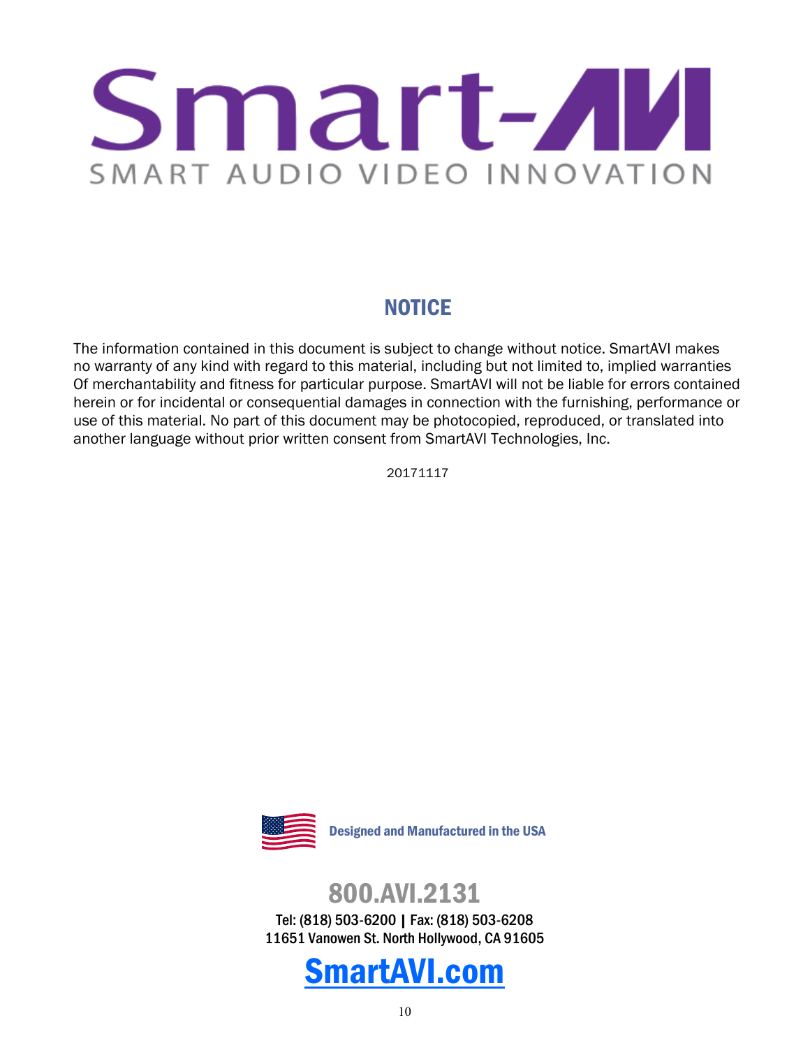Smart-AVI

SMART AUDIO VIDEO INNOVATION

## NOTICE

The information contained in this document is subject to change without notice. SmartAVI makes no warranty of any kind with regard to this material, including but not limited to, implied warranties Of merchantability and fitness for particular purpose. SmartAVI will not be liable for errors contained herein or for incidental or consequential damages in connection with the furnishing, performance or use of this material. No part of this document may be photocopied, reproduced, or translated into another language without prior written consent from SmartAVI Technologies, Inc.

20171117

**Designed and Manufactured in the USA**

**800.AVI.2131**

Tel: (818) 503-6200 | Fax: (818) 503-6208
11651 Vanowen St. North Hollywood, CA 91605

**SmartAVI.com**